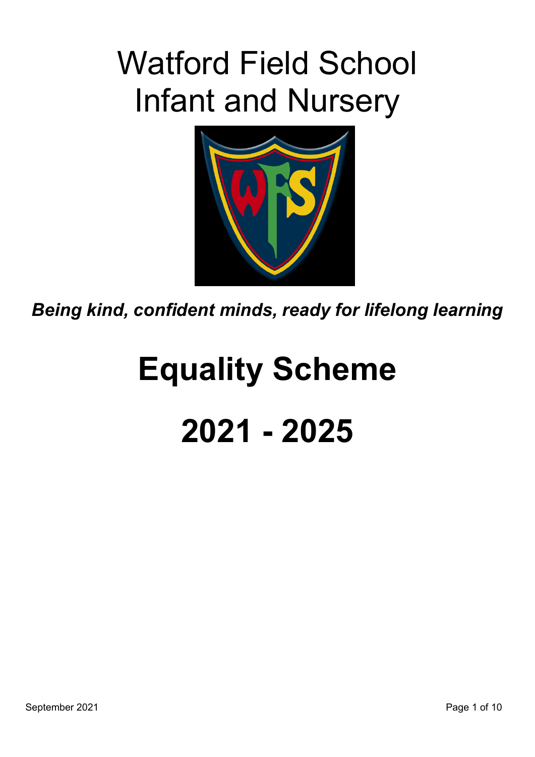# Watford Field School
# Infant and Nursery

***Being kind, confident minds, ready for lifelong learning***

# Equality Scheme

# 2021 - 2025

September 2021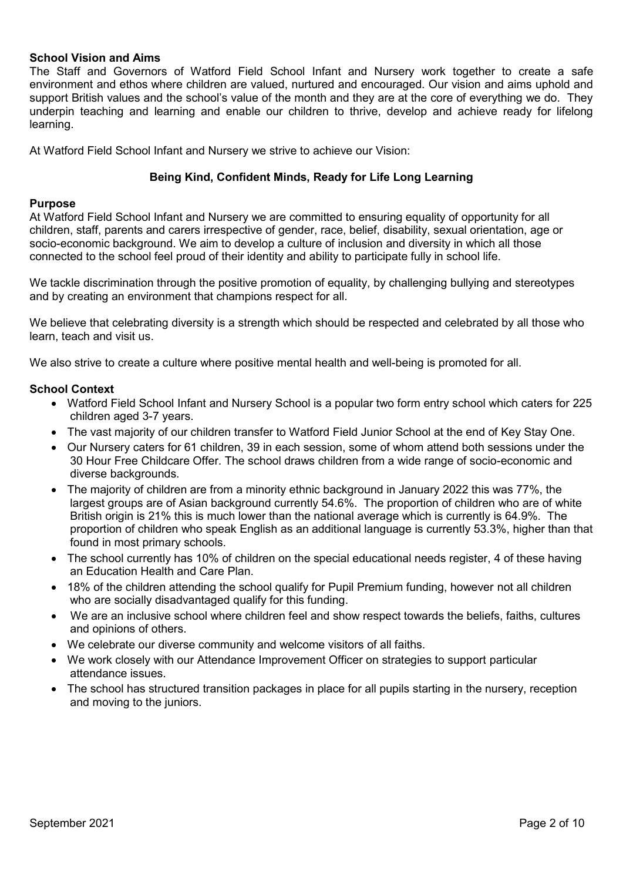**School Vision and Aims**

The Staff and Governors of Watford Field School Infant and Nursery work together to create a safe environment and ethos where children are valued, nurtured and encouraged. Our vision and aims uphold and support British values and the school's value of the month and they are at the core of everything we do. They underpin teaching and learning and enable our children to thrive, develop and achieve ready for lifelong learning.

At Watford Field School Infant and Nursery we strive to achieve our Vision:

**Being Kind, Confident Minds, Ready for Life Long Learning**

**Purpose**

At Watford Field School Infant and Nursery we are committed to ensuring equality of opportunity for all children, staff, parents and carers irrespective of gender, race, belief, disability, sexual orientation, age or socio-economic background. We aim to develop a culture of inclusion and diversity in which all those connected to the school feel proud of their identity and ability to participate fully in school life.

We tackle discrimination through the positive promotion of equality, by challenging bullying and stereotypes and by creating an environment that champions respect for all.

We believe that celebrating diversity is a strength which should be respected and celebrated by all those who learn, teach and visit us.

We also strive to create a culture where positive mental health and well-being is promoted for all.

**School Context**

- Watford Field School Infant and Nursery School is a popular two form entry school which caters for 225 children aged 3-7 years.
- The vast majority of our children transfer to Watford Field Junior School at the end of Key Stay One.
- Our Nursery caters for 61 children, 39 in each session, some of whom attend both sessions under the 30 Hour Free Childcare Offer. The school draws children from a wide range of socio-economic and diverse backgrounds.
- The majority of children are from a minority ethnic background in January 2022 this was 77%, the largest groups are of Asian background currently 54.6%. The proportion of children who are of white British origin is 21% this is much lower than the national average which is currently is 64.9%. The proportion of children who speak English as an additional language is currently 53.3%, higher than that found in most primary schools.
- The school currently has 10% of children on the special educational needs register, 4 of these having an Education Health and Care Plan.
- 18% of the children attending the school qualify for Pupil Premium funding, however not all children who are socially disadvantaged qualify for this funding.
- We are an inclusive school where children feel and show respect towards the beliefs, faiths, cultures and opinions of others.
- We celebrate our diverse community and welcome visitors of all faiths.
- We work closely with our Attendance Improvement Officer on strategies to support particular attendance issues.
- The school has structured transition packages in place for all pupils starting in the nursery, reception and moving to the juniors.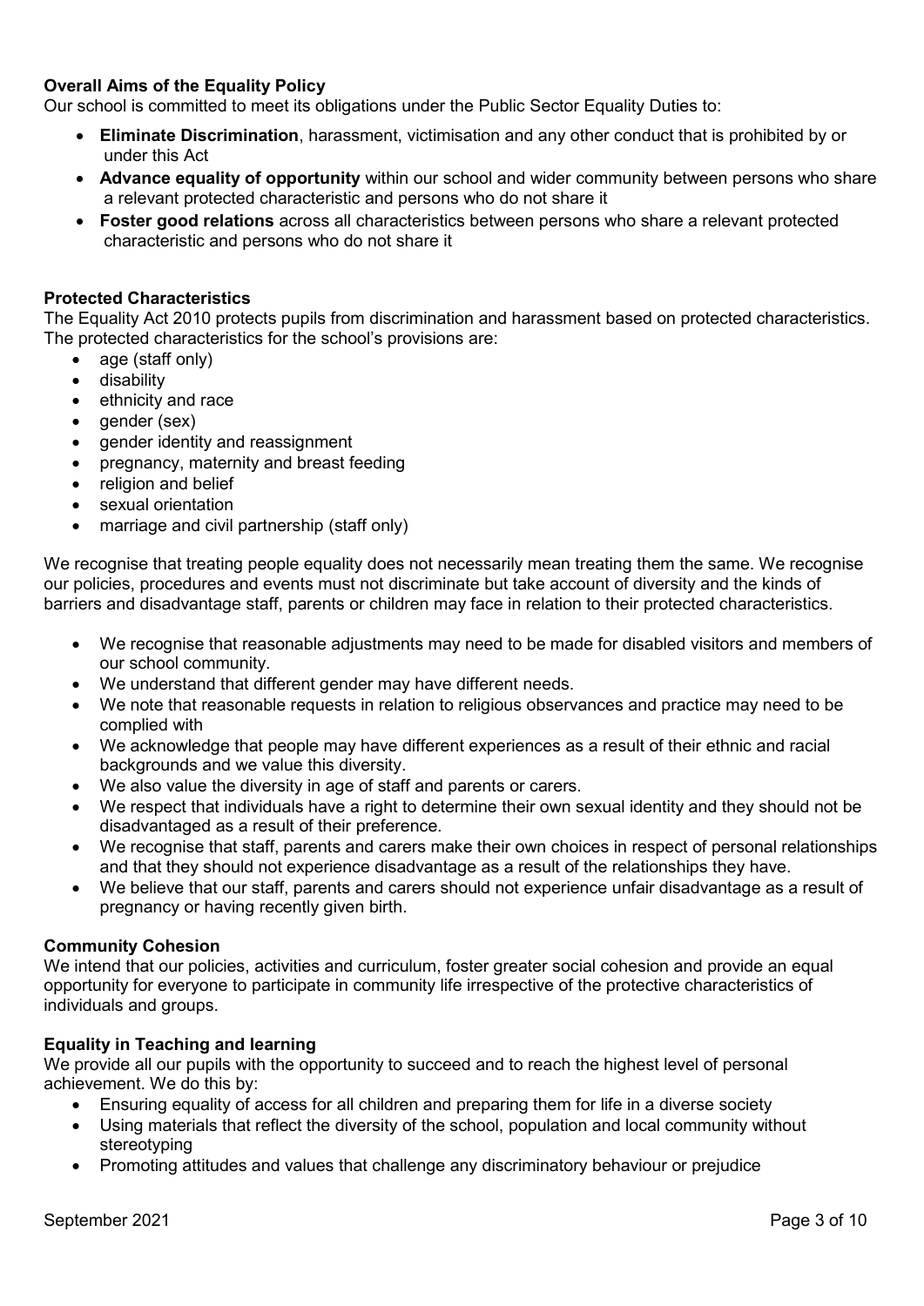**Overall Aims of the Equality Policy**

Our school is committed to meet its obligations under the Public Sector Equality Duties to:

- **Eliminate Discrimination**, harassment, victimisation and any other conduct that is prohibited by or under this Act
- **Advance equality of opportunity** within our school and wider community between persons who share a relevant protected characteristic and persons who do not share it
- **Foster good relations** across all characteristics between persons who share a relevant protected characteristic and persons who do not share it

**Protected Characteristics**

The Equality Act 2010 protects pupils from discrimination and harassment based on protected characteristics. The protected characteristics for the school's provisions are:

- age (staff only)
- disability
- ethnicity and race
- gender (sex)
- gender identity and reassignment
- pregnancy, maternity and breast feeding
- religion and belief
- sexual orientation
- marriage and civil partnership (staff only)

We recognise that treating people equality does not necessarily mean treating them the same. We recognise our policies, procedures and events must not discriminate but take account of diversity and the kinds of barriers and disadvantage staff, parents or children may face in relation to their protected characteristics.

- We recognise that reasonable adjustments may need to be made for disabled visitors and members of our school community.
- We understand that different gender may have different needs.
- We note that reasonable requests in relation to religious observances and practice may need to be complied with
- We acknowledge that people may have different experiences as a result of their ethnic and racial backgrounds and we value this diversity.
- We also value the diversity in age of staff and parents or carers.
- We respect that individuals have a right to determine their own sexual identity and they should not be disadvantaged as a result of their preference.
- We recognise that staff, parents and carers make their own choices in respect of personal relationships and that they should not experience disadvantage as a result of the relationships they have.
- We believe that our staff, parents and carers should not experience unfair disadvantage as a result of pregnancy or having recently given birth.

**Community Cohesion**

We intend that our policies, activities and curriculum, foster greater social cohesion and provide an equal opportunity for everyone to participate in community life irrespective of the protective characteristics of individuals and groups.

**Equality in Teaching and learning**

We provide all our pupils with the opportunity to succeed and to reach the highest level of personal achievement. We do this by:

- Ensuring equality of access for all children and preparing them for life in a diverse society
- Using materials that reflect the diversity of the school, population and local community without stereotyping
- Promoting attitudes and values that challenge any discriminatory behaviour or prejudice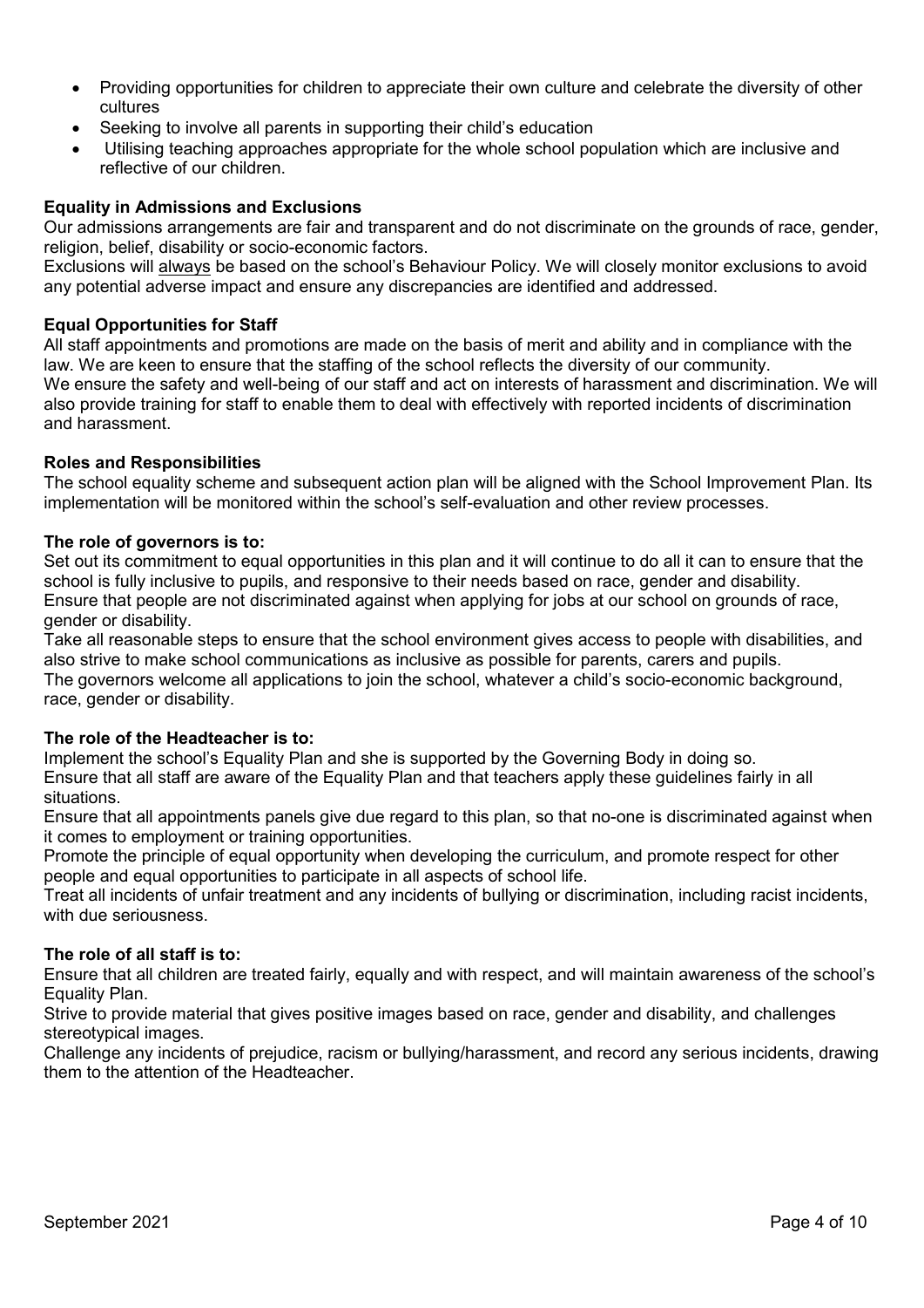- Providing opportunities for children to appreciate their own culture and celebrate the diversity of other cultures
- Seeking to involve all parents in supporting their child's education
- Utilising teaching approaches appropriate for the whole school population which are inclusive and reflective of our children.

**Equality in Admissions and Exclusions**

Our admissions arrangements are fair and transparent and do not discriminate on the grounds of race, gender, religion, belief, disability or socio-economic factors.

Exclusions will always be based on the school's Behaviour Policy. We will closely monitor exclusions to avoid any potential adverse impact and ensure any discrepancies are identified and addressed.

**Equal Opportunities for Staff**

All staff appointments and promotions are made on the basis of merit and ability and in compliance with the law. We are keen to ensure that the staffing of the school reflects the diversity of our community.

We ensure the safety and well-being of our staff and act on interests of harassment and discrimination. We will also provide training for staff to enable them to deal with effectively with reported incidents of discrimination and harassment.

**Roles and Responsibilities**

The school equality scheme and subsequent action plan will be aligned with the School Improvement Plan. Its implementation will be monitored within the school's self-evaluation and other review processes.

**The role of governors is to:**

Set out its commitment to equal opportunities in this plan and it will continue to do all it can to ensure that the school is fully inclusive to pupils, and responsive to their needs based on race, gender and disability.

Ensure that people are not discriminated against when applying for jobs at our school on grounds of race, gender or disability.

Take all reasonable steps to ensure that the school environment gives access to people with disabilities, and also strive to make school communications as inclusive as possible for parents, carers and pupils.

The governors welcome all applications to join the school, whatever a child's socio-economic background, race, gender or disability.

**The role of the Headteacher is to:**

Implement the school's Equality Plan and she is supported by the Governing Body in doing so.

Ensure that all staff are aware of the Equality Plan and that teachers apply these guidelines fairly in all situations.

Ensure that all appointments panels give due regard to this plan, so that no-one is discriminated against when it comes to employment or training opportunities.

Promote the principle of equal opportunity when developing the curriculum, and promote respect for other people and equal opportunities to participate in all aspects of school life.

Treat all incidents of unfair treatment and any incidents of bullying or discrimination, including racist incidents, with due seriousness.

**The role of all staff is to:**

Ensure that all children are treated fairly, equally and with respect, and will maintain awareness of the school's Equality Plan.

Strive to provide material that gives positive images based on race, gender and disability, and challenges stereotypical images.

Challenge any incidents of prejudice, racism or bullying/harassment, and record any serious incidents, drawing them to the attention of the Headteacher.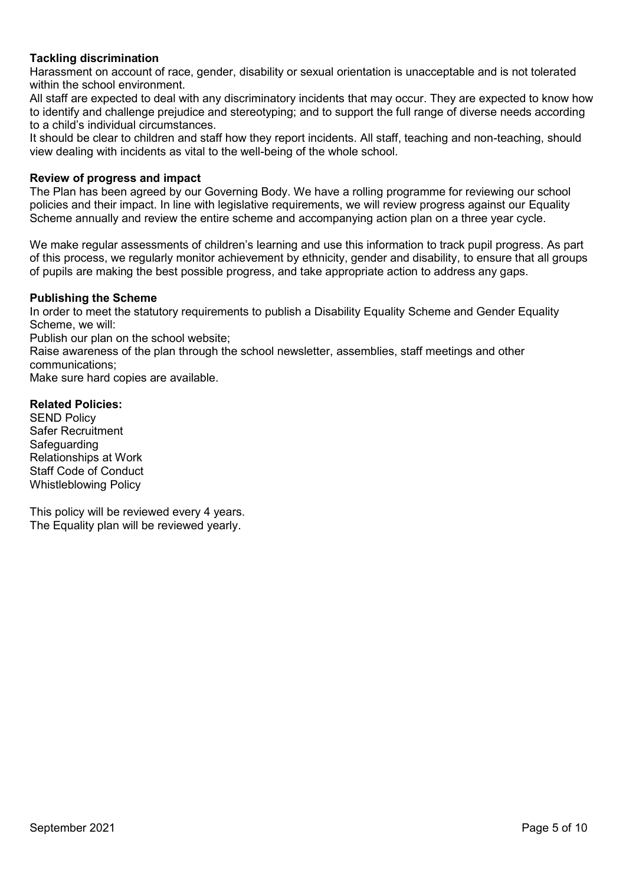**Tackling discrimination**

Harassment on account of race, gender, disability or sexual orientation is unacceptable and is not tolerated within the school environment.

All staff are expected to deal with any discriminatory incidents that may occur. They are expected to know how to identify and challenge prejudice and stereotyping; and to support the full range of diverse needs according to a child's individual circumstances.

It should be clear to children and staff how they report incidents. All staff, teaching and non-teaching, should view dealing with incidents as vital to the well-being of the whole school.

**Review of progress and impact**

The Plan has been agreed by our Governing Body. We have a rolling programme for reviewing our school policies and their impact. In line with legislative requirements, we will review progress against our Equality Scheme annually and review the entire scheme and accompanying action plan on a three year cycle.

We make regular assessments of children's learning and use this information to track pupil progress. As part of this process, we regularly monitor achievement by ethnicity, gender and disability, to ensure that all groups of pupils are making the best possible progress, and take appropriate action to address any gaps.

**Publishing the Scheme**

In order to meet the statutory requirements to publish a Disability Equality Scheme and Gender Equality Scheme, we will:

Publish our plan on the school website;

Raise awareness of the plan through the school newsletter, assemblies, staff meetings and other communications;

Make sure hard copies are available.

**Related Policies:**

SEND Policy
Safer Recruitment
Safeguarding
Relationships at Work
Staff Code of Conduct
Whistleblowing Policy

This policy will be reviewed every 4 years.
The Equality plan will be reviewed yearly.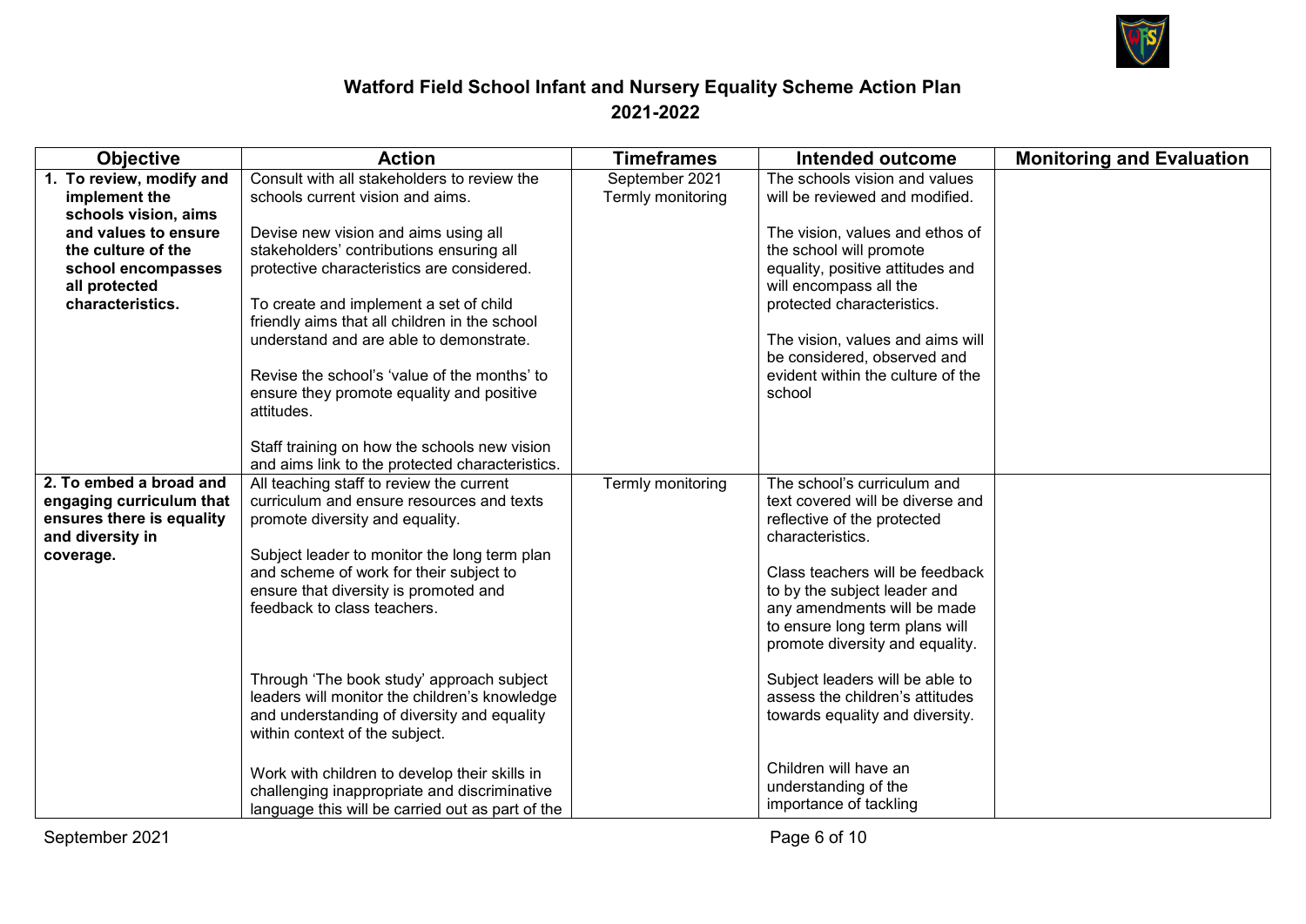# Watford Field School Infant and Nursery Equality Scheme Action Plan
## 2021-2022

| Objective | Action | Timeframes | Intended outcome | Monitoring and Evaluation |
|---|---|---|---|---|
| **1. To review, modify and implement the schools vision, aims and values to ensure the culture of the school encompasses all protected characteristics.** | Consult with all stakeholders to review the schools current vision and aims.<br><br>Devise new vision and aims using all stakeholders' contributions ensuring all protective characteristics are considered.<br><br>To create and implement a set of child friendly aims that all children in the school understand and are able to demonstrate.<br><br>Revise the school's 'value of the months' to ensure they promote equality and positive attitudes.<br><br>Staff training on how the schools new vision and aims link to the protected characteristics. | September 2021<br>Termly monitoring | The schools vision and values will be reviewed and modified.<br><br>The vision, values and ethos of the school will promote equality, positive attitudes and will encompass all the protected characteristics.<br><br>The vision, values and aims will be considered, observed and evident within the culture of the school | |
| **2. To embed a broad and engaging curriculum that ensures there is equality and diversity in coverage.** | All teaching staff to review the current curriculum and ensure resources and texts promote diversity and equality.<br><br>Subject leader to monitor the long term plan and scheme of work for their subject to ensure that diversity is promoted and feedback to class teachers.<br><br>Through 'The book study' approach subject leaders will monitor the children's knowledge and understanding of diversity and equality within context of the subject.<br><br>Work with children to develop their skills in challenging inappropriate and discriminative language this will be carried out as part of the | Termly monitoring | The school's curriculum and text covered will be diverse and reflective of the protected characteristics.<br><br>Class teachers will be feedback to by the subject leader and any amendments will be made to ensure long term plans will promote diversity and equality.<br><br>Subject leaders will be able to assess the children's attitudes towards equality and diversity.<br><br>Children will have an understanding of the importance of tackling | |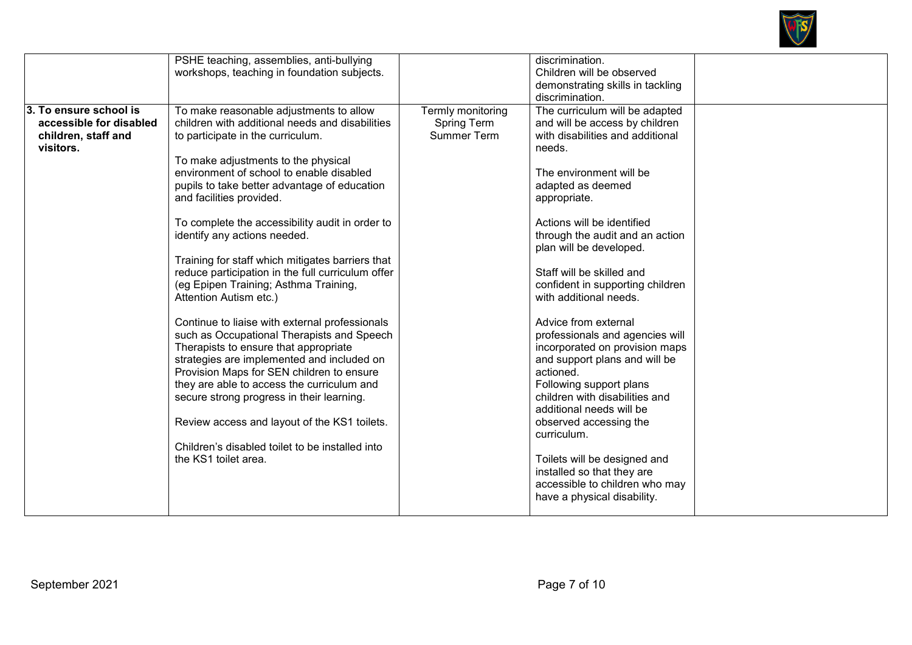| | | | | |
|---|---|---|---|---|
| | PSHE teaching, assemblies, anti-bullying workshops, teaching in foundation subjects. | | discrimination.<br>Children will be observed demonstrating skills in tackling discrimination. | |
| **3. To ensure school is accessible for disabled children, staff and visitors.** | To make reasonable adjustments to allow children with additional needs and disabilities to participate in the curriculum.<br><br>To make adjustments to the physical environment of school to enable disabled pupils to take better advantage of education and facilities provided.<br><br>To complete the accessibility audit in order to identify any actions needed.<br><br>Training for staff which mitigates barriers that reduce participation in the full curriculum offer (eg Epipen Training; Asthma Training, Attention Autism etc.)<br><br>Continue to liaise with external professionals such as Occupational Therapists and Speech Therapists to ensure that appropriate strategies are implemented and included on Provision Maps for SEN children to ensure they are able to access the curriculum and secure strong progress in their learning.<br><br>Review access and layout of the KS1 toilets.<br><br>Children's disabled toilet to be installed into the KS1 toilet area. | Termly monitoring<br>Spring Term<br>Summer Term | The curriculum will be adapted and will be access by children with disabilities and additional needs.<br><br>The environment will be adapted as deemed appropriate.<br><br>Actions will be identified through the audit and an action plan will be developed.<br><br>Staff will be skilled and confident in supporting children with additional needs.<br><br>Advice from external professionals and agencies will incorporated on provision maps and support plans and will be actioned.<br>Following support plans children with disabilities and additional needs will be observed accessing the curriculum.<br><br>Toilets will be designed and installed so that they are accessible to children who may have a physical disability. | |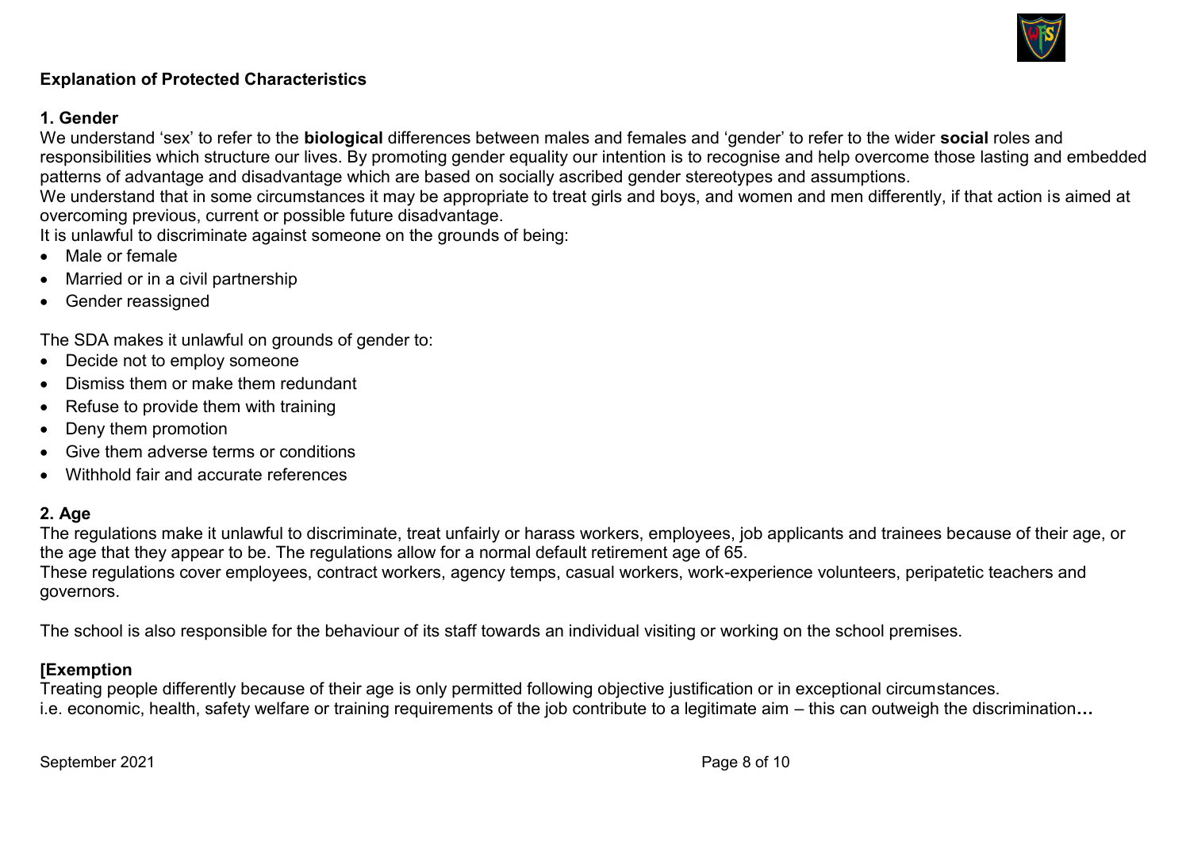**Explanation of Protected Characteristics**

**1. Gender**

We understand 'sex' to refer to the **biological** differences between males and females and 'gender' to refer to the wider **social** roles and responsibilities which structure our lives. By promoting gender equality our intention is to recognise and help overcome those lasting and embedded patterns of advantage and disadvantage which are based on socially ascribed gender stereotypes and assumptions.

We understand that in some circumstances it may be appropriate to treat girls and boys, and women and men differently, if that action is aimed at overcoming previous, current or possible future disadvantage.

It is unlawful to discriminate against someone on the grounds of being:

- Male or female
- Married or in a civil partnership
- Gender reassigned

The SDA makes it unlawful on grounds of gender to:

- Decide not to employ someone
- Dismiss them or make them redundant
- Refuse to provide them with training
- Deny them promotion
- Give them adverse terms or conditions
- Withhold fair and accurate references

**2. Age**

The regulations make it unlawful to discriminate, treat unfairly or harass workers, employees, job applicants and trainees because of their age, or the age that they appear to be. The regulations allow for a normal default retirement age of 65.

These regulations cover employees, contract workers, agency temps, casual workers, work-experience volunteers, peripatetic teachers and governors.

The school is also responsible for the behaviour of its staff towards an individual visiting or working on the school premises.

**[Exemption**

Treating people differently because of their age is only permitted following objective justification or in exceptional circumstances.
i.e. economic, health, safety welfare or training requirements of the job contribute to a legitimate aim – this can outweigh the discrimination**…**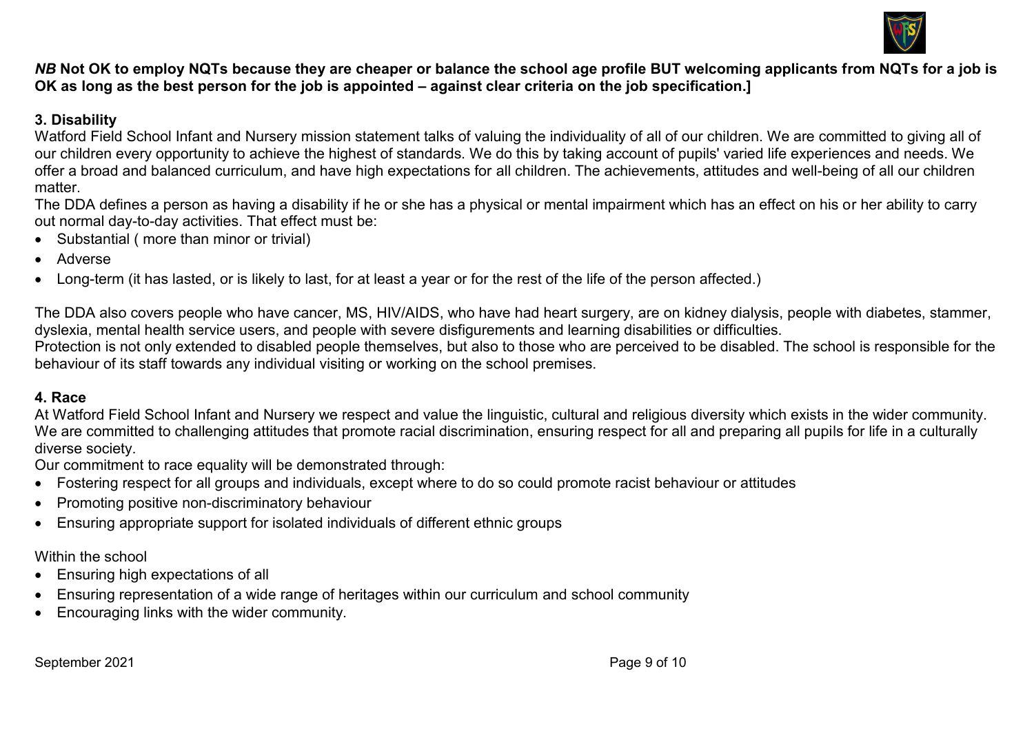***NB* Not OK to employ NQTs because they are cheaper or balance the school age profile BUT welcoming applicants from NQTs for a job is OK as long as the best person for the job is appointed – against clear criteria on the job specification.]**

### 3. Disability

Watford Field School Infant and Nursery mission statement talks of valuing the individuality of all of our children. We are committed to giving all of our children every opportunity to achieve the highest of standards. We do this by taking account of pupils' varied life experiences and needs. We offer a broad and balanced curriculum, and have high expectations for all children. The achievements, attitudes and well-being of all our children matter.

The DDA defines a person as having a disability if he or she has a physical or mental impairment which has an effect on his or her ability to carry out normal day-to-day activities. That effect must be:

- Substantial ( more than minor or trivial)
- Adverse
- Long-term (it has lasted, or is likely to last, for at least a year or for the rest of the life of the person affected.)

The DDA also covers people who have cancer, MS, HIV/AIDS, who have had heart surgery, are on kidney dialysis, people with diabetes, stammer, dyslexia, mental health service users, and people with severe disfigurements and learning disabilities or difficulties.

Protection is not only extended to disabled people themselves, but also to those who are perceived to be disabled. The school is responsible for the behaviour of its staff towards any individual visiting or working on the school premises.

### 4. Race

At Watford Field School Infant and Nursery we respect and value the linguistic, cultural and religious diversity which exists in the wider community. We are committed to challenging attitudes that promote racial discrimination, ensuring respect for all and preparing all pupils for life in a culturally diverse society.

Our commitment to race equality will be demonstrated through:

- Fostering respect for all groups and individuals, except where to do so could promote racist behaviour or attitudes
- Promoting positive non-discriminatory behaviour
- Ensuring appropriate support for isolated individuals of different ethnic groups

Within the school

- Ensuring high expectations of all
- Ensuring representation of a wide range of heritages within our curriculum and school community
- Encouraging links with the wider community.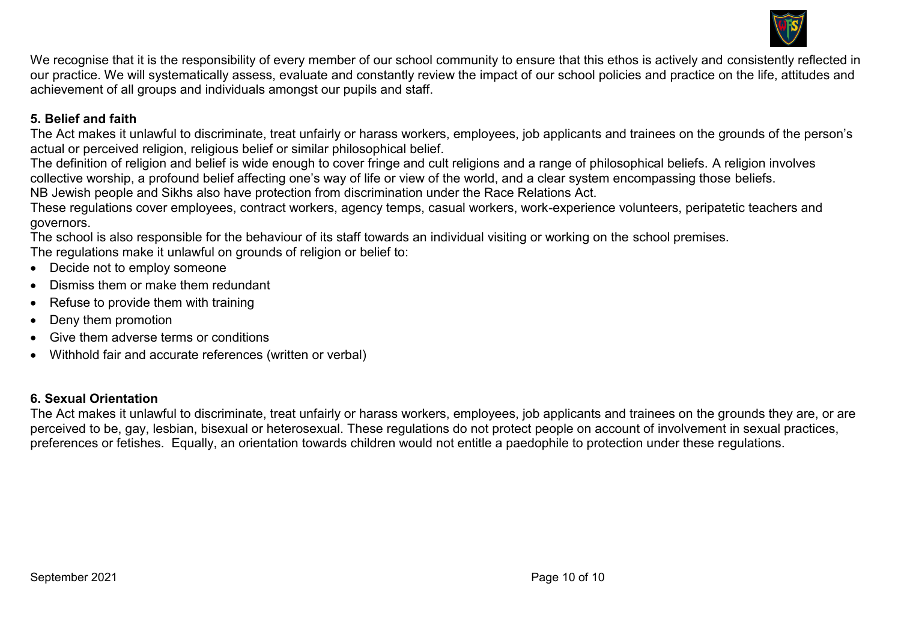We recognise that it is the responsibility of every member of our school community to ensure that this ethos is actively and consistently reflected in our practice. We will systematically assess, evaluate and constantly review the impact of our school policies and practice on the life, attitudes and achievement of all groups and individuals amongst our pupils and staff.

### 5. Belief and faith

The Act makes it unlawful to discriminate, treat unfairly or harass workers, employees, job applicants and trainees on the grounds of the person's actual or perceived religion, religious belief or similar philosophical belief.

The definition of religion and belief is wide enough to cover fringe and cult religions and a range of philosophical beliefs. A religion involves collective worship, a profound belief affecting one's way of life or view of the world, and a clear system encompassing those beliefs.

NB Jewish people and Sikhs also have protection from discrimination under the Race Relations Act.

These regulations cover employees, contract workers, agency temps, casual workers, work-experience volunteers, peripatetic teachers and governors.

The school is also responsible for the behaviour of its staff towards an individual visiting or working on the school premises.

The regulations make it unlawful on grounds of religion or belief to:

- Decide not to employ someone
- Dismiss them or make them redundant
- Refuse to provide them with training
- Deny them promotion
- Give them adverse terms or conditions
- Withhold fair and accurate references (written or verbal)

### 6. Sexual Orientation

The Act makes it unlawful to discriminate, treat unfairly or harass workers, employees, job applicants and trainees on the grounds they are, or are perceived to be, gay, lesbian, bisexual or heterosexual. These regulations do not protect people on account of involvement in sexual practices, preferences or fetishes. Equally, an orientation towards children would not entitle a paedophile to protection under these regulations.